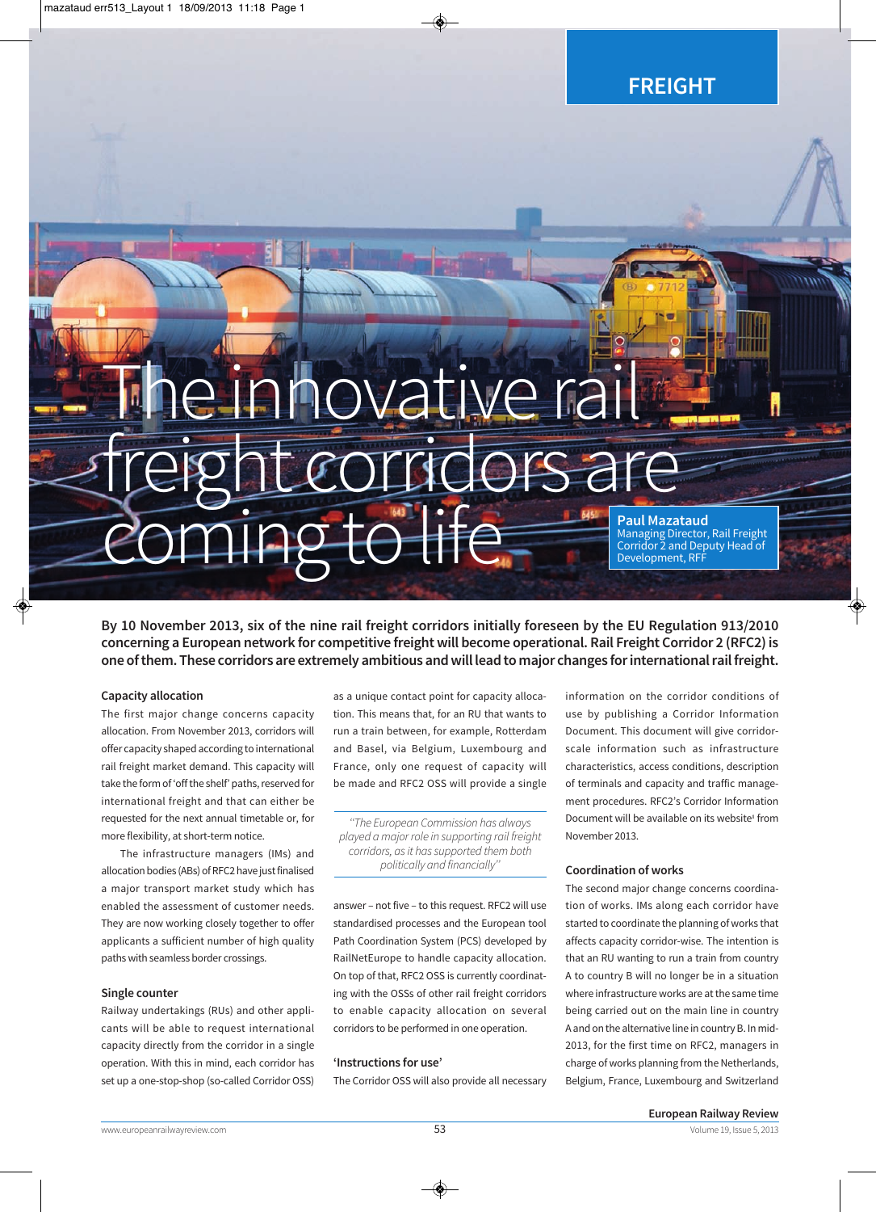FREIGHT

# The innovative rail freight corridors are coming to life

**Paul Mazataud**
Managing Director, Rail Freight Corridor 2 and Deputy Head of Development, RFF

**By 10 November 2013, six of the nine rail freight corridors initially foreseen by the EU Regulation 913/2010 concerning a European network for competitive freight will become operational. Rail Freight Corridor 2 (RFC2) is one of them. These corridors are extremely ambitious and will lead to major changes for international rail freight.**

### Capacity allocation

The first major change concerns capacity allocation. From November 2013, corridors will offer capacity shaped according to international rail freight market demand. This capacity will take the form of 'off the shelf' paths, reserved for international freight and that can either be requested for the next annual timetable or, for more flexibility, at short-term notice.

The infrastructure managers (IMs) and allocation bodies (ABs) of RFC2 have just finalised a major transport market study which has enabled the assessment of customer needs. They are now working closely together to offer applicants a sufficient number of high quality paths with seamless border crossings.

### Single counter

Railway undertakings (RUs) and other applicants will be able to request international capacity directly from the corridor in a single operation. With this in mind, each corridor has set up a one-stop-shop (so-called Corridor OSS) as a unique contact point for capacity allocation. This means that, for an RU that wants to run a train between, for example, Rotterdam and Basel, via Belgium, Luxembourg and France, only one request of capacity will be made and RFC2 OSS will provide a single answer – not five – to this request. RFC2 will use standardised processes and the European tool Path Coordination System (PCS) developed by RailNetEurope to handle capacity allocation. On top of that, RFC2 OSS is currently coordinating with the OSSs of other rail freight corridors to enable capacity allocation on several corridors to be performed in one operation.

> *"The European Commission has always played a major role in supporting rail freight corridors, as it has supported them both politically and financially"*

### 'Instructions for use'

The Corridor OSS will also provide all necessary information on the corridor conditions of use by publishing a Corridor Information Document. This document will give corridor-scale information such as infrastructure characteristics, access conditions, description of terminals and capacity and traffic management procedures. RFC2's Corridor Information Document will be available on its website[1] from November 2013.

### Coordination of works

The second major change concerns coordination of works. IMs along each corridor have started to coordinate the planning of works that affects capacity corridor-wise. The intention is that an RU wanting to run a train from country A to country B will no longer be in a situation where infrastructure works are at the same time being carried out on the main line in country A and on the alternative line in country B. In mid-2013, for the first time on RFC2, managers in charge of works planning from the Netherlands, Belgium, France, Luxembourg and Switzerland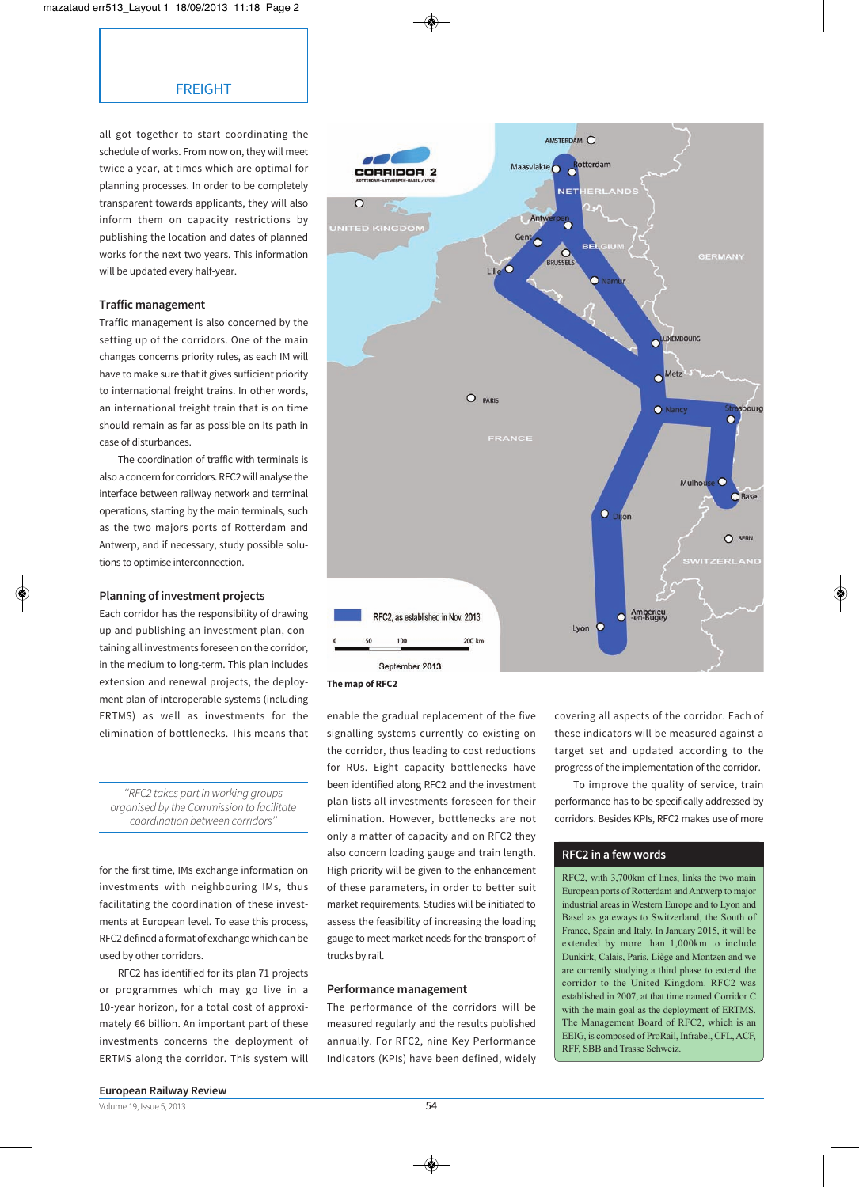FREIGHT

all got together to start coordinating the schedule of works. From now on, they will meet twice a year, at times which are optimal for planning processes. In order to be completely transparent towards applicants, they will also inform them on capacity restrictions by publishing the location and dates of planned works for the next two years. This information will be updated every half-year.

### Traffic management

Traffic management is also concerned by the setting up of the corridors. One of the main changes concerns priority rules, as each IM will have to make sure that it gives sufficient priority to international freight trains. In other words, an international freight train that is on time should remain as far as possible on its path in case of disturbances.

The coordination of traffic with terminals is also a concern for corridors. RFC2 will analyse the interface between railway network and terminal operations, starting by the main terminals, such as the two majors ports of Rotterdam and Antwerp, and if necessary, study possible solutions to optimise interconnection.

### Planning of investment projects

Each corridor has the responsibility of drawing up and publishing an investment plan, containing all investments foreseen on the corridor, in the medium to long-term. This plan includes extension and renewal projects, the deployment plan of interoperable systems (including ERTMS) as well as investments for the elimination of bottlenecks. This means that for the first time, IMs exchange information on investments with neighbouring IMs, thus facilitating the coordination of these investments at European level. To ease this process, RFC2 defined a format of exchange which can be used by other corridors.

> *"RFC2 takes part in working groups organised by the Commission to facilitate coordination between corridors"*

RFC2 has identified for its plan 71 projects or programmes which may go live in a 10-year horizon, for a total cost of approximately €6 billion. An important part of these investments concerns the deployment of ERTMS along the corridor. This system will enable the gradual replacement of the five signalling systems currently co-existing on the corridor, thus leading to cost reductions for RUs. Eight capacity bottlenecks have been identified along RFC2 and the investment plan lists all investments foreseen for their elimination. However, bottlenecks are not only a matter of capacity and on RFC2 they also concern loading gauge and train length. High priority will be given to the enhancement of these parameters, in order to better suit market requirements. Studies will be initiated to assess the feasibility of increasing the loading gauge to meet market needs for the transport of trucks by rail.

CORRIDOR 2 — ROTTERDAM-ANTWERPEN-BASEL / LYON

RFC2, as established in Nov. 2013

September 2013

**The map of RFC2**

### Performance management

The performance of the corridors will be measured regularly and the results published annually. For RFC2, nine Key Performance Indicators (KPIs) have been defined, widely covering all aspects of the corridor. Each of these indicators will be measured against a target set and updated according to the progress of the implementation of the corridor.

To improve the quality of service, train performance has to be specifically addressed by corridors. Besides KPIs, RFC2 makes use of more

### RFC2 in a few words

RFC2, with 3,700km of lines, links the two main European ports of Rotterdam and Antwerp to major industrial areas in Western Europe and to Lyon and Basel as gateways to Switzerland, the South of France, Spain and Italy. In January 2015, it will be extended by more than 1,000km to include Dunkirk, Calais, Paris, Liège and Montzen and we are currently studying a third phase to extend the corridor to the United Kingdom. RFC2 was established in 2007, at that time named Corridor C with the main goal as the deployment of ERTMS. The Management Board of RFC2, which is an EEIG, is composed of ProRail, Infrabel, CFL, ACF, RFF, SBB and Trasse Schweiz.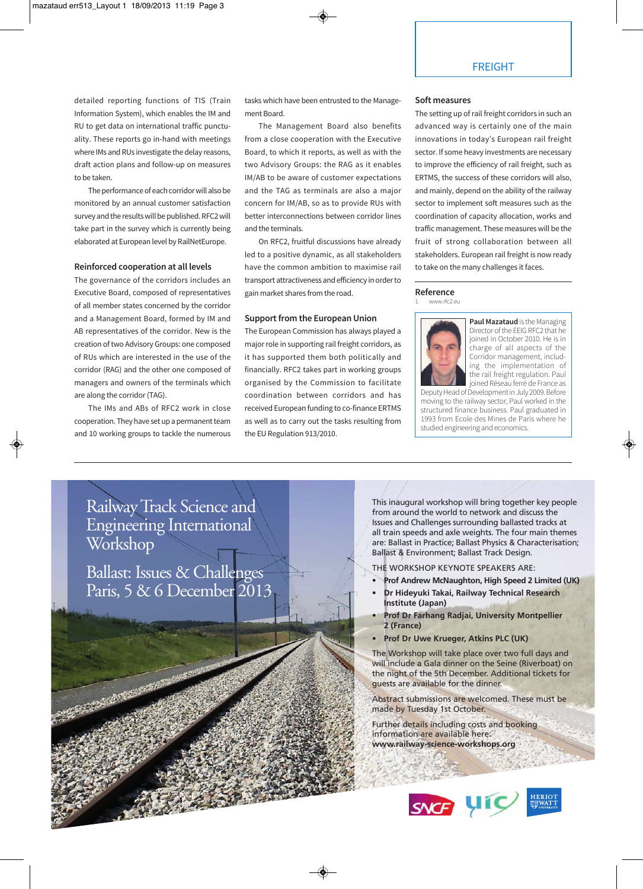detailed reporting functions of TIS (Train Information System), which enables the IM and RU to get data on international traffic punctuality. These reports go in-hand with meetings where IMs and RUs investigate the delay reasons, draft action plans and follow-up on measures to be taken.

The performance of each corridor will also be monitored by an annual customer satisfaction survey and the results will be published. RFC2 will take part in the survey which is currently being elaborated at European level by RailNetEurope.

### Reinforced cooperation at all levels

The governance of the corridors includes an Executive Board, composed of representatives of all member states concerned by the corridor and a Management Board, formed by IM and AB representatives of the corridor. New is the creation of two Advisory Groups: one composed of RUs which are interested in the use of the corridor (RAG) and the other one composed of managers and owners of the terminals which are along the corridor (TAG).

The IMs and ABs of RFC2 work in close cooperation. They have set up a permanent team and 10 working groups to tackle the numerous tasks which have been entrusted to the Management Board.

The Management Board also benefits from a close cooperation with the Executive Board, to which it reports, as well as with the two Advisory Groups: the RAG as it enables IM/AB to be aware of customer expectations and the TAG as terminals are also a major concern for IM/AB, so as to provide RUs with better interconnections between corridor lines and the terminals.

On RFC2, fruitful discussions have already led to a positive dynamic, as all stakeholders have the common ambition to maximise rail transport attractiveness and efficiency in order to gain market shares from the road.

### Support from the European Union

The European Commission has always played a major role in supporting rail freight corridors, as it has supported them both politically and financially. RFC2 takes part in working groups organised by the Commission to facilitate coordination between corridors and has received European funding to co-finance ERTMS as well as to carry out the tasks resulting from the EU Regulation 913/2010.

### Soft measures

The setting up of rail freight corridors in such an advanced way is certainly one of the main innovations in today's European rail freight sector. If some heavy investments are necessary to improve the efficiency of rail freight, such as ERTMS, the success of these corridors will also, and mainly, depend on the ability of the railway sector to implement soft measures such as the coordination of capacity allocation, works and traffic management. These measures will be the fruit of strong collaboration between all stakeholders. European rail freight is now ready to take on the many challenges it faces.

### Reference

1. www.rfc2.eu

**Paul Mazataud** is the Managing Director of the EEIG RFC2 that he joined in October 2010. He is in charge of all aspects of the Corridor management, including the implementation of the rail freight regulation. Paul joined Réseau ferré de France as Deputy Head of Development in July 2009. Before moving to the railway sector, Paul worked in the structured finance business. Paul graduated in 1993 from Ecole des Mines de Paris where he studied engineering and economics.

---

# Railway Track Science and Engineering International Workshop

## Ballast: Issues & Challenges Paris, 5 & 6 December 2013

This inaugural workshop will bring together key people from around the world to network and discuss the Issues and Challenges surrounding ballasted tracks at all train speeds and axle weights. The four main themes are: Ballast in Practice; Ballast Physics & Characterisation; Ballast & Environment; Ballast Track Design.

THE WORKSHOP KEYNOTE SPEAKERS ARE:

- **Prof Andrew McNaughton, High Speed 2 Limited (UK)**
- **Dr Hideyuki Takai, Railway Technical Research Institute (Japan)**
- **Prof Dr Farhang Radjai, University Montpellier 2 (France)**
- **Prof Dr Uwe Krueger, Atkins PLC (UK)**

The Workshop will take place over two full days and will include a Gala dinner on the Seine (Riverboat) on the night of the 5th December. Additional tickets for guests are available for the dinner.

Abstract submissions are welcomed. These must be made by Tuesday 1st October.

Further details including costs and booking information are available here:
**www.railway-science-workshops.org**

SNCF UIC HERIOT WATT UNIVERSITY